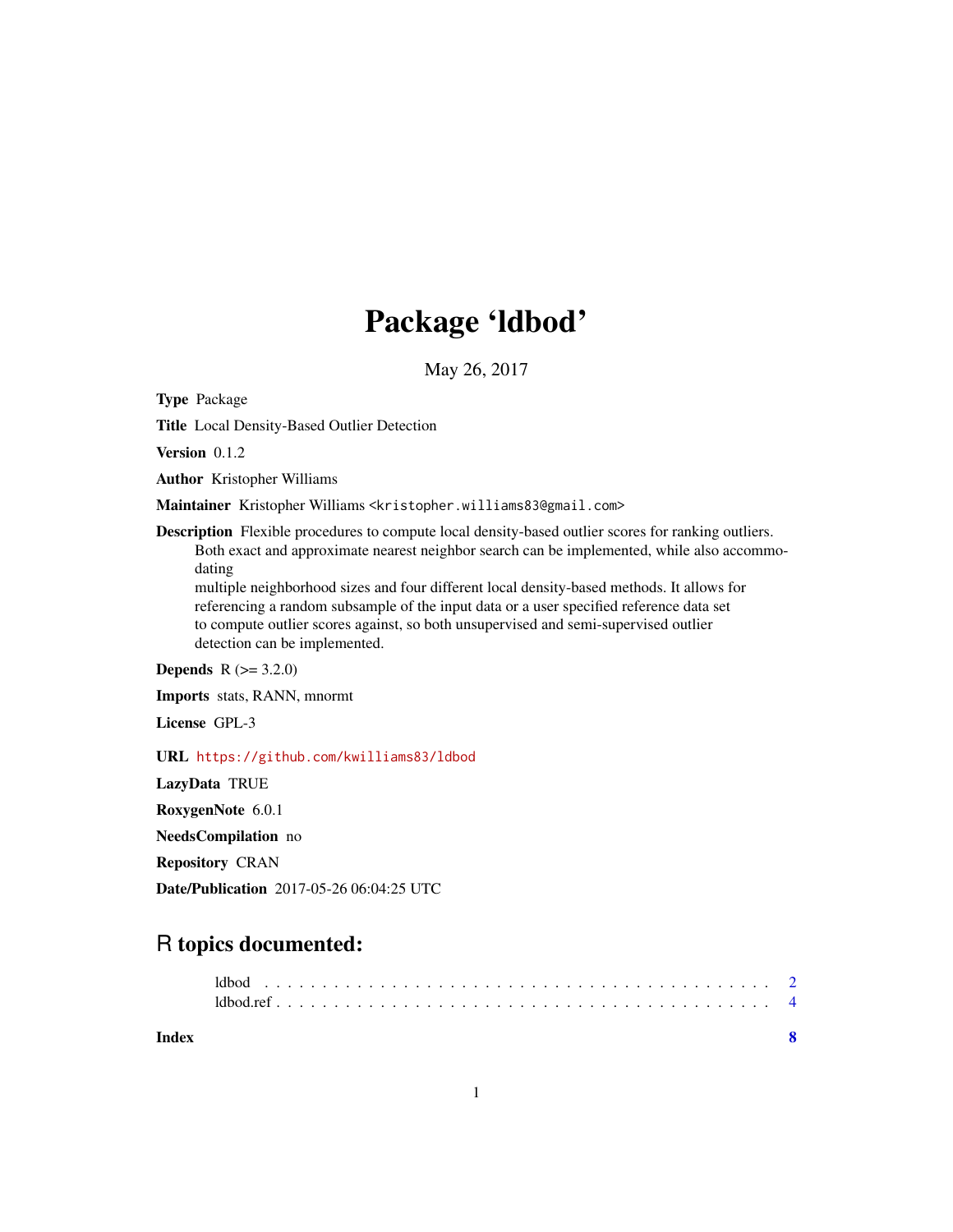# Package 'ldbod'

May 26, 2017

**Type** Package

**Title** Local Density-Based Outlier Detection

**Version** 0.1.2

**Author** Kristopher Williams

**Maintainer** Kristopher Williams <kristopher.williams83@gmail.com>

**Description** Flexible procedures to compute local density-based outlier scores for ranking outliers. Both exact and approximate nearest neighbor search can be implemented, while also accommodating multiple neighborhood sizes and four different local density-based methods. It allows for referencing a random subsample of the input data or a user specified reference data set to compute outlier scores against, so both unsupervised and semi-supervised outlier detection can be implemented.

**Depends** R (>= 3.2.0)

**Imports** stats, RANN, mnormt

**License** GPL-3

**URL** https://github.com/kwilliams83/ldbod

**LazyData** TRUE

**RoxygenNote** 6.0.1

**NeedsCompilation** no

**Repository** CRAN

**Date/Publication** 2017-05-26 06:04:25 UTC

## R topics documented:

- ldbod . . . . . . . . . . . . . . . . . . . . . . . . . . . . . . . . . . . . . . . . . . 2
- ldbod.ref . . . . . . . . . . . . . . . . . . . . . . . . . . . . . . . . . . . . . . . . 4

**Index** **8**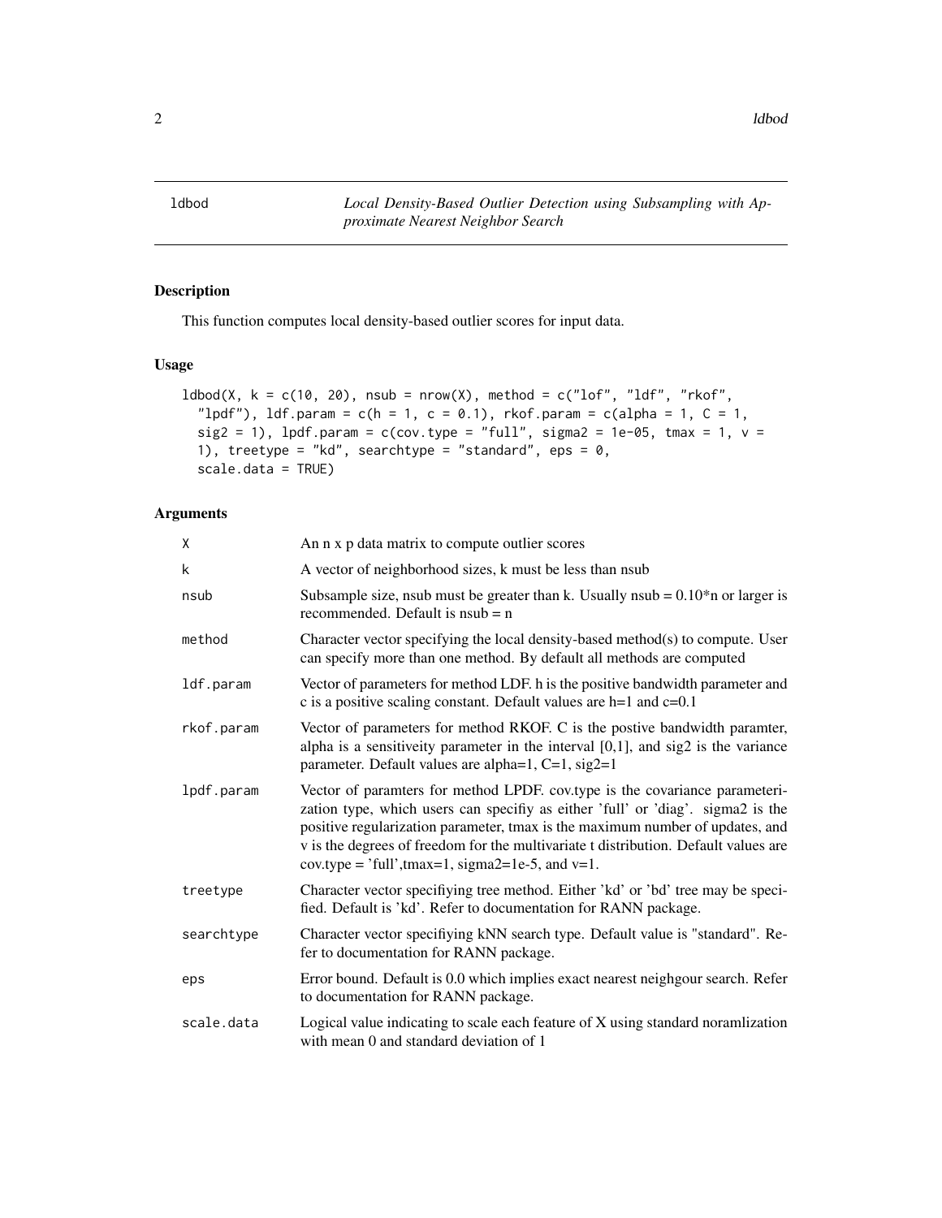# ldbod

*Local Density-Based Outlier Detection using Subsampling with Approximate Nearest Neighbor Search*

## Description

This function computes local density-based outlier scores for input data.

## Usage

```
ldbod(X, k = c(10, 20), nsub = nrow(X), method = c("lof", "ldf", "rkof",
  "lpdf"), ldf.param = c(h = 1, c = 0.1), rkof.param = c(alpha = 1, C = 1,
  sig2 = 1), lpdf.param = c(cov.type = "full", sigma2 = 1e-05, tmax = 1, v =
  1), treetype = "kd", searchtype = "standard", eps = 0,
  scale.data = TRUE)
```

## Arguments

| | |
|---|---|
| X | An n x p data matrix to compute outlier scores |
| k | A vector of neighborhood sizes, k must be less than nsub |
| nsub | Subsample size, nsub must be greater than k. Usually nsub = 0.10*n or larger is recommended. Default is nsub = n |
| method | Character vector specifying the local density-based method(s) to compute. User can specify more than one method. By default all methods are computed |
| ldf.param | Vector of parameters for method LDF. h is the positive bandwidth parameter and c is a positive scaling constant. Default values are h=1 and c=0.1 |
| rkof.param | Vector of parameters for method RKOF. C is the postive bandwidth paramter, alpha is a sensitiveity parameter in the interval [0,1], and sig2 is the variance parameter. Default values are alpha=1, C=1, sig2=1 |
| lpdf.param | Vector of paramters for method LPDF. cov.type is the covariance parameterization type, which users can specifiy as either 'full' or 'diag'. sigma2 is the positive regularization parameter, tmax is the maximum number of updates, and v is the degrees of freedom for the multivariate t distribution. Default values are cov.type = 'full',tmax=1, sigma2=1e-5, and v=1. |
| treetype | Character vector specifiying tree method. Either 'kd' or 'bd' tree may be specified. Default is 'kd'. Refer to documentation for RANN package. |
| searchtype | Character vector specifiying kNN search type. Default value is "standard". Refer to documentation for RANN package. |
| eps | Error bound. Default is 0.0 which implies exact nearest neighgour search. Refer to documentation for RANN package. |
| scale.data | Logical value indicating to scale each feature of X using standard noramlization with mean 0 and standard deviation of 1 |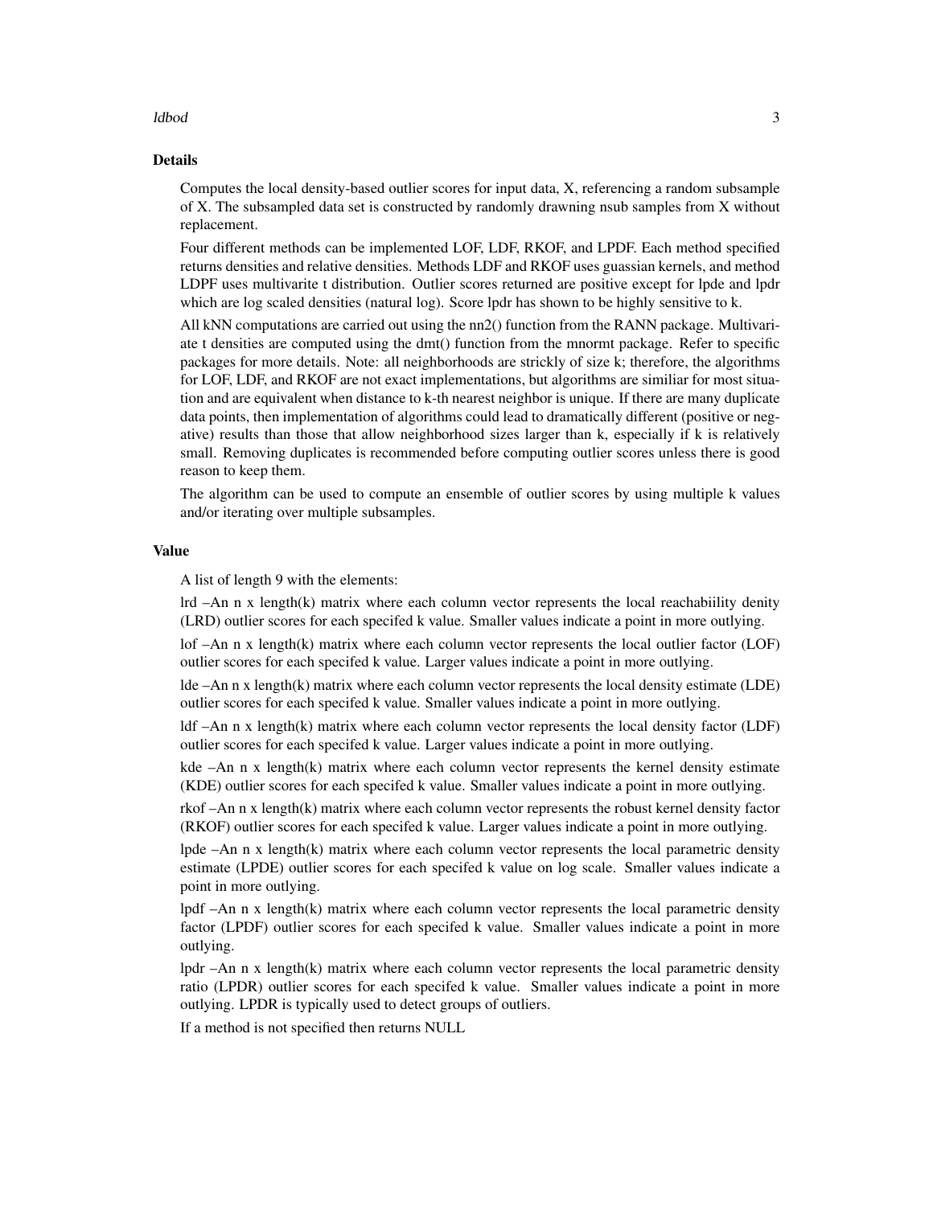## Details

Computes the local density-based outlier scores for input data, X, referencing a random subsample of X. The subsampled data set is constructed by randomly drawning nsub samples from X without replacement.

Four different methods can be implemented LOF, LDF, RKOF, and LPDF. Each method specified returns densities and relative densities. Methods LDF and RKOF uses guassian kernels, and method LDPF uses multivarite t distribution. Outlier scores returned are positive except for lpde and lpdr which are log scaled densities (natural log). Score lpdr has shown to be highly sensitive to k.

All kNN computations are carried out using the nn2() function from the RANN package. Multivariate t densities are computed using the dmt() function from the mnormt package. Refer to specific packages for more details. Note: all neighborhoods are strickly of size k; therefore, the algorithms for LOF, LDF, and RKOF are not exact implementations, but algorithms are similiar for most situation and are equivalent when distance to k-th nearest neighbor is unique. If there are many duplicate data points, then implementation of algorithms could lead to dramatically different (positive or negative) results than those that allow neighborhood sizes larger than k, especially if k is relatively small. Removing duplicates is recommended before computing outlier scores unless there is good reason to keep them.

The algorithm can be used to compute an ensemble of outlier scores by using multiple k values and/or iterating over multiple subsamples.

## Value

A list of length 9 with the elements:

lrd –An n x length(k) matrix where each column vector represents the local reachabiility denity (LRD) outlier scores for each specifed k value. Smaller values indicate a point in more outlying.

lof –An n x length(k) matrix where each column vector represents the local outlier factor (LOF) outlier scores for each specifed k value. Larger values indicate a point in more outlying.

lde –An n x length(k) matrix where each column vector represents the local density estimate (LDE) outlier scores for each specifed k value. Smaller values indicate a point in more outlying.

ldf –An n x length(k) matrix where each column vector represents the local density factor (LDF) outlier scores for each specifed k value. Larger values indicate a point in more outlying.

kde –An n x length(k) matrix where each column vector represents the kernel density estimate (KDE) outlier scores for each specifed k value. Smaller values indicate a point in more outlying.

rkof –An n x length(k) matrix where each column vector represents the robust kernel density factor (RKOF) outlier scores for each specifed k value. Larger values indicate a point in more outlying.

lpde –An n x length(k) matrix where each column vector represents the local parametric density estimate (LPDE) outlier scores for each specifed k value on log scale. Smaller values indicate a point in more outlying.

lpdf –An n x length(k) matrix where each column vector represents the local parametric density factor (LPDF) outlier scores for each specifed k value. Smaller values indicate a point in more outlying.

lpdr –An n x length(k) matrix where each column vector represents the local parametric density ratio (LPDR) outlier scores for each specifed k value. Smaller values indicate a point in more outlying. LPDR is typically used to detect groups of outliers.

If a method is not specified then returns NULL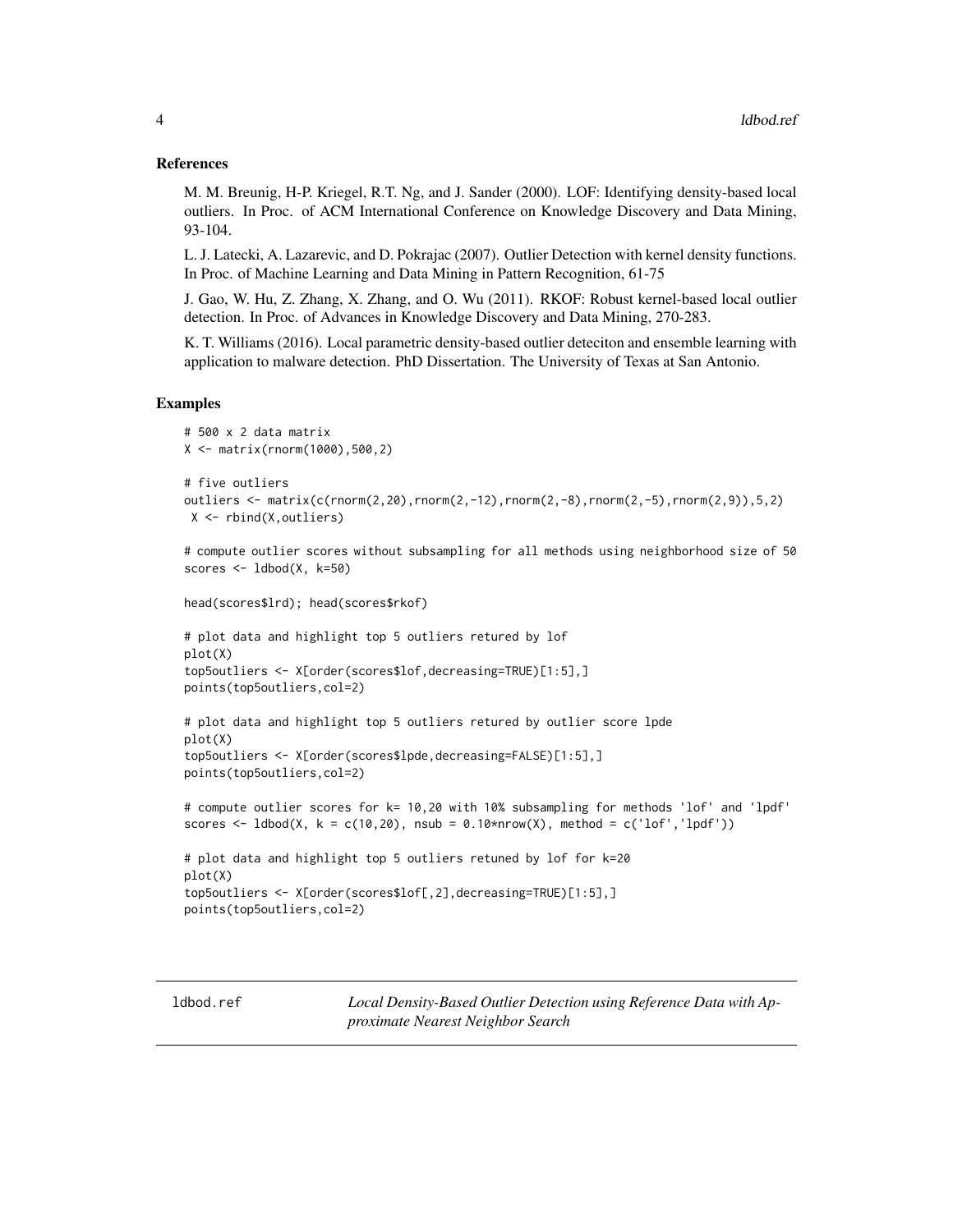## References

M. M. Breunig, H-P. Kriegel, R.T. Ng, and J. Sander (2000). LOF: Identifying density-based local outliers. In Proc. of ACM International Conference on Knowledge Discovery and Data Mining, 93-104.

L. J. Latecki, A. Lazarevic, and D. Pokrajac (2007). Outlier Detection with kernel density functions. In Proc. of Machine Learning and Data Mining in Pattern Recognition, 61-75

J. Gao, W. Hu, Z. Zhang, X. Zhang, and O. Wu (2011). RKOF: Robust kernel-based local outlier detection. In Proc. of Advances in Knowledge Discovery and Data Mining, 270-283.

K. T. Williams (2016). Local parametric density-based outlier deteciton and ensemble learning with application to malware detection. PhD Dissertation. The University of Texas at San Antonio.

## Examples

```
# 500 x 2 data matrix
X <- matrix(rnorm(1000),500,2)

# five outliers
outliers <- matrix(c(rnorm(2,20),rnorm(2,-12),rnorm(2,-8),rnorm(2,-5),rnorm(2,9)),5,2)
 X <- rbind(X,outliers)

# compute outlier scores without subsampling for all methods using neighborhood size of 50
scores <- ldbod(X, k=50)

head(scores$lrd); head(scores$rkof)

# plot data and highlight top 5 outliers retured by lof
plot(X)
top5outliers <- X[order(scores$lof,decreasing=TRUE)[1:5],]
points(top5outliers,col=2)

# plot data and highlight top 5 outliers retured by outlier score lpde
plot(X)
top5outliers <- X[order(scores$lpde,decreasing=FALSE)[1:5],]
points(top5outliers,col=2)

# compute outlier scores for k= 10,20 with 10% subsampling for methods 'lof' and 'lpdf'
scores <- ldbod(X, k = c(10,20), nsub = 0.10*nrow(X), method = c('lof','lpdf'))

# plot data and highlight top 5 outliers retuned by lof for k=20
plot(X)
top5outliers <- X[order(scores$lof[,2],decreasing=TRUE)[1:5],]
points(top5outliers,col=2)
```

---

ldbod.ref    *Local Density-Based Outlier Detection using Reference Data with Approximate Nearest Neighbor Search*

---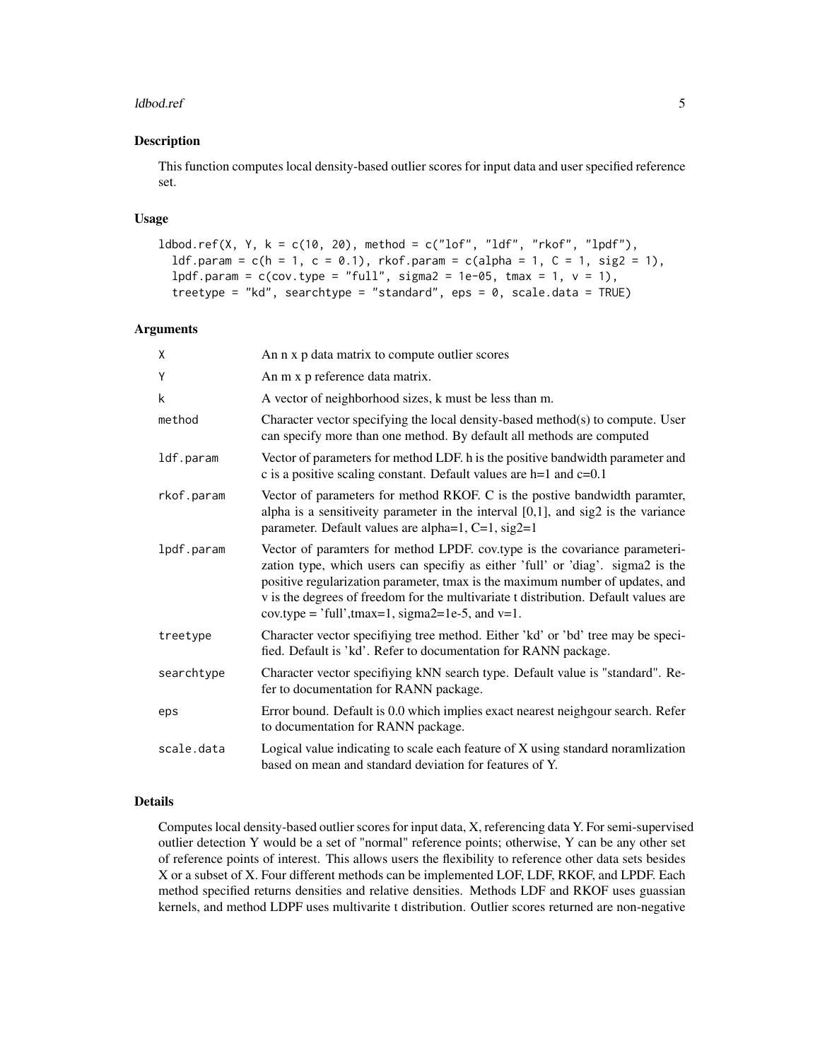## Description

This function computes local density-based outlier scores for input data and user specified reference set.

## Usage

```
ldbod.ref(X, Y, k = c(10, 20), method = c("lof", "ldf", "rkof", "lpdf"),
  ldf.param = c(h = 1, c = 0.1), rkof.param = c(alpha = 1, C = 1, sig2 = 1),
  lpdf.param = c(cov.type = "full", sigma2 = 1e-05, tmax = 1, v = 1),
  treetype = "kd", searchtype = "standard", eps = 0, scale.data = TRUE)
```

## Arguments

| | |
|---|---|
| `X` | An n x p data matrix to compute outlier scores |
| `Y` | An m x p reference data matrix. |
| `k` | A vector of neighborhood sizes, k must be less than m. |
| `method` | Character vector specifying the local density-based method(s) to compute. User can specify more than one method. By default all methods are computed |
| `ldf.param` | Vector of parameters for method LDF. h is the positive bandwidth parameter and c is a positive scaling constant. Default values are h=1 and c=0.1 |
| `rkof.param` | Vector of parameters for method RKOF. C is the postive bandwidth paramter, alpha is a sensitiveity parameter in the interval [0,1], and sig2 is the variance parameter. Default values are alpha=1, C=1, sig2=1 |
| `lpdf.param` | Vector of paramters for method LPDF. cov.type is the covariance parameterization type, which users can specifiy as either 'full' or 'diag'. sigma2 is the positive regularization parameter, tmax is the maximum number of updates, and v is the degrees of freedom for the multivariate t distribution. Default values are cov.type = 'full',tmax=1, sigma2=1e-5, and v=1. |
| `treetype` | Character vector specifiying tree method. Either 'kd' or 'bd' tree may be specified. Default is 'kd'. Refer to documentation for RANN package. |
| `searchtype` | Character vector specifiying kNN search type. Default value is "standard". Refer to documentation for RANN package. |
| `eps` | Error bound. Default is 0.0 which implies exact nearest neighgour search. Refer to documentation for RANN package. |
| `scale.data` | Logical value indicating to scale each feature of X using standard noramlization based on mean and standard deviation for features of Y. |

## Details

Computes local density-based outlier scores for input data, X, referencing data Y. For semi-supervised outlier detection Y would be a set of "normal" reference points; otherwise, Y can be any other set of reference points of interest. This allows users the flexibility to reference other data sets besides X or a subset of X. Four different methods can be implemented LOF, LDF, RKOF, and LPDF. Each method specified returns densities and relative densities. Methods LDF and RKOF uses guassian kernels, and method LDPF uses multivarite t distribution. Outlier scores returned are non-negative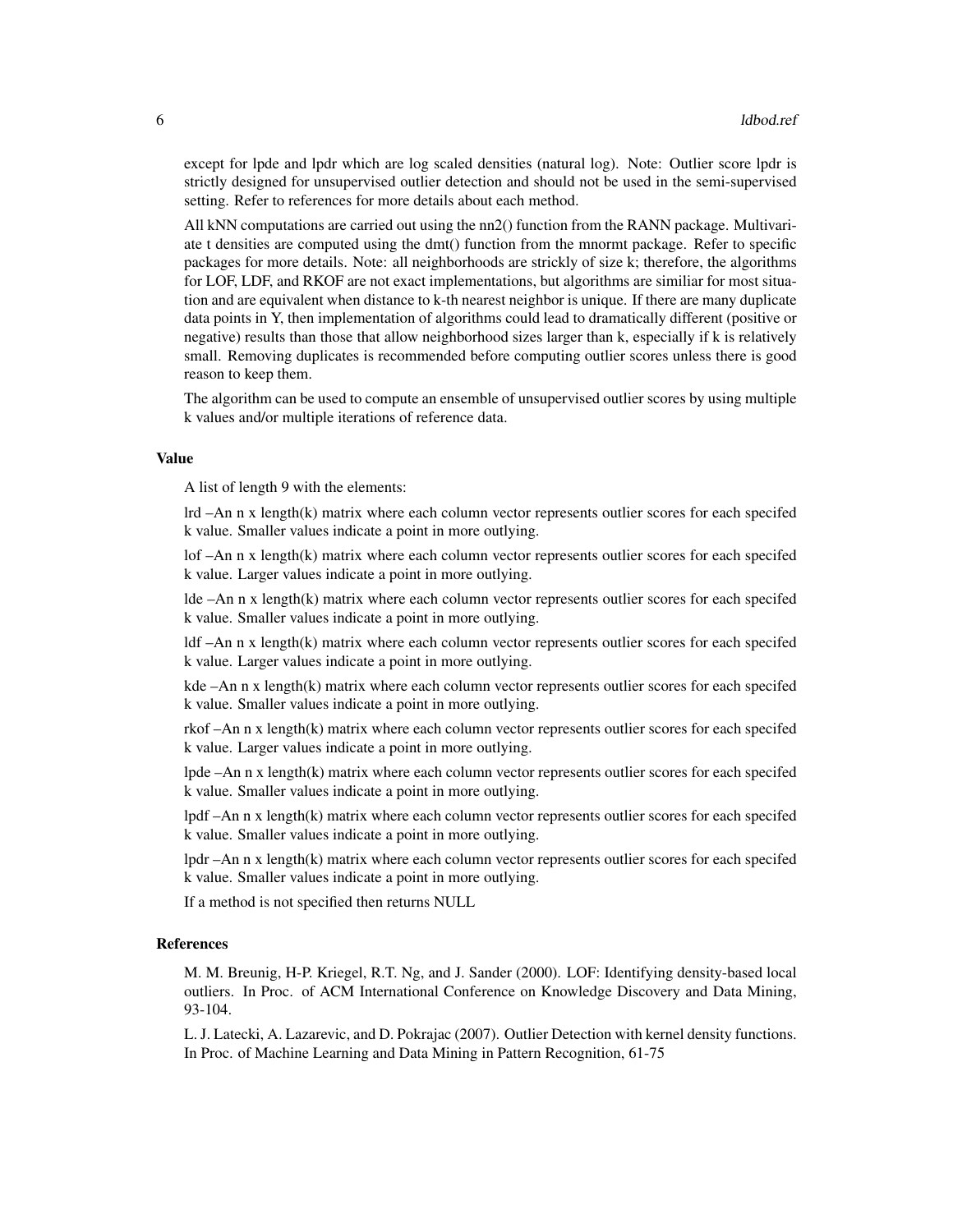except for lpde and lpdr which are log scaled densities (natural log). Note: Outlier score lpdr is strictly designed for unsupervised outlier detection and should not be used in the semi-supervised setting. Refer to references for more details about each method.

All kNN computations are carried out using the nn2() function from the RANN package. Multivariate t densities are computed using the dmt() function from the mnormt package. Refer to specific packages for more details. Note: all neighborhoods are strickly of size k; therefore, the algorithms for LOF, LDF, and RKOF are not exact implementations, but algorithms are similiar for most situation and are equivalent when distance to k-th nearest neighbor is unique. If there are many duplicate data points in Y, then implementation of algorithms could lead to dramatically different (positive or negative) results than those that allow neighborhood sizes larger than k, especially if k is relatively small. Removing duplicates is recommended before computing outlier scores unless there is good reason to keep them.

The algorithm can be used to compute an ensemble of unsupervised outlier scores by using multiple k values and/or multiple iterations of reference data.

## Value

A list of length 9 with the elements:

lrd –An n x length(k) matrix where each column vector represents outlier scores for each specifed k value. Smaller values indicate a point in more outlying.

lof –An n x length(k) matrix where each column vector represents outlier scores for each specifed k value. Larger values indicate a point in more outlying.

lde –An n x length(k) matrix where each column vector represents outlier scores for each specifed k value. Smaller values indicate a point in more outlying.

ldf –An n x length(k) matrix where each column vector represents outlier scores for each specifed k value. Larger values indicate a point in more outlying.

kde –An n x length(k) matrix where each column vector represents outlier scores for each specifed k value. Smaller values indicate a point in more outlying.

rkof –An n x length(k) matrix where each column vector represents outlier scores for each specifed k value. Larger values indicate a point in more outlying.

lpde –An n x length(k) matrix where each column vector represents outlier scores for each specifed k value. Smaller values indicate a point in more outlying.

lpdf –An n x length(k) matrix where each column vector represents outlier scores for each specifed k value. Smaller values indicate a point in more outlying.

lpdr –An n x length(k) matrix where each column vector represents outlier scores for each specifed k value. Smaller values indicate a point in more outlying.

If a method is not specified then returns NULL

## References

M. M. Breunig, H-P. Kriegel, R.T. Ng, and J. Sander (2000). LOF: Identifying density-based local outliers. In Proc. of ACM International Conference on Knowledge Discovery and Data Mining, 93-104.

L. J. Latecki, A. Lazarevic, and D. Pokrajac (2007). Outlier Detection with kernel density functions. In Proc. of Machine Learning and Data Mining in Pattern Recognition, 61-75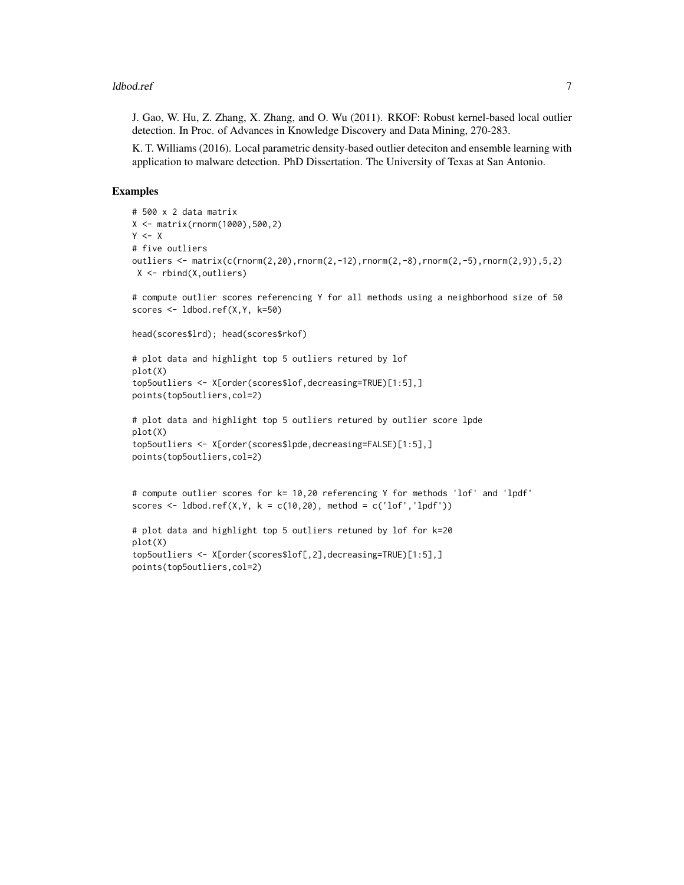J. Gao, W. Hu, Z. Zhang, X. Zhang, and O. Wu (2011). RKOF: Robust kernel-based local outlier detection. In Proc. of Advances in Knowledge Discovery and Data Mining, 270-283.

K. T. Williams (2016). Local parametric density-based outlier deteciton and ensemble learning with application to malware detection. PhD Dissertation. The University of Texas at San Antonio.

## Examples

```
# 500 x 2 data matrix
X <- matrix(rnorm(1000),500,2)
Y <- X
# five outliers
outliers <- matrix(c(rnorm(2,20),rnorm(2,-12),rnorm(2,-8),rnorm(2,-5),rnorm(2,9)),5,2)
 X <- rbind(X,outliers)

# compute outlier scores referencing Y for all methods using a neighborhood size of 50
scores <- ldbod.ref(X,Y, k=50)

head(scores$lrd); head(scores$rkof)

# plot data and highlight top 5 outliers retured by lof
plot(X)
top5outliers <- X[order(scores$lof,decreasing=TRUE)[1:5],]
points(top5outliers,col=2)

# plot data and highlight top 5 outliers retured by outlier score lpde
plot(X)
top5outliers <- X[order(scores$lpde,decreasing=FALSE)[1:5],]
points(top5outliers,col=2)


# compute outlier scores for k= 10,20 referencing Y for methods 'lof' and 'lpdf'
scores <- ldbod.ref(X,Y, k = c(10,20), method = c('lof','lpdf'))

# plot data and highlight top 5 outliers retuned by lof for k=20
plot(X)
top5outliers <- X[order(scores$lof[,2],decreasing=TRUE)[1:5],]
points(top5outliers,col=2)
```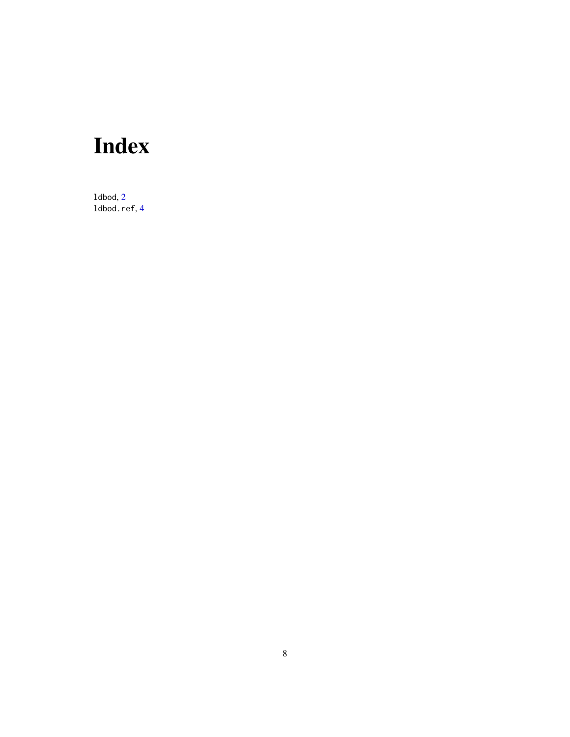# Index

ldbod, 2
ldbod.ref, 4